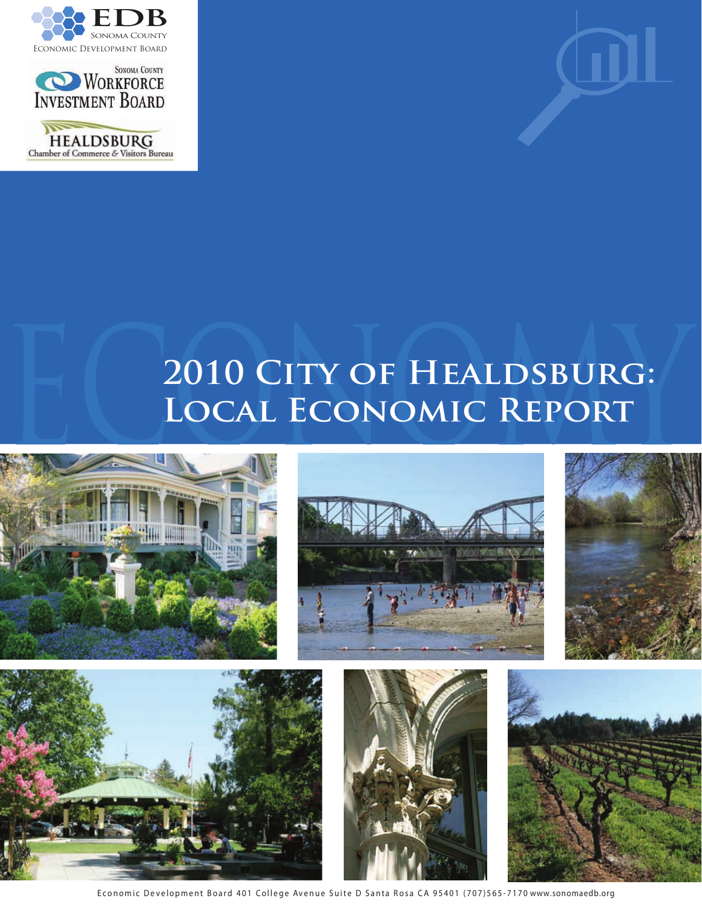EDB

Sonoma County

Economic Development Board

Sonoma County Workforce Investment Board

Healdsburg Chamber of Commerce & Visitors Bureau

# 2010 City of Healdsburg: Local Economic Report

Economic Development Board 401 College Avenue Suite D Santa Rosa CA 95401 (707)565-7170 www.sonomaedb.org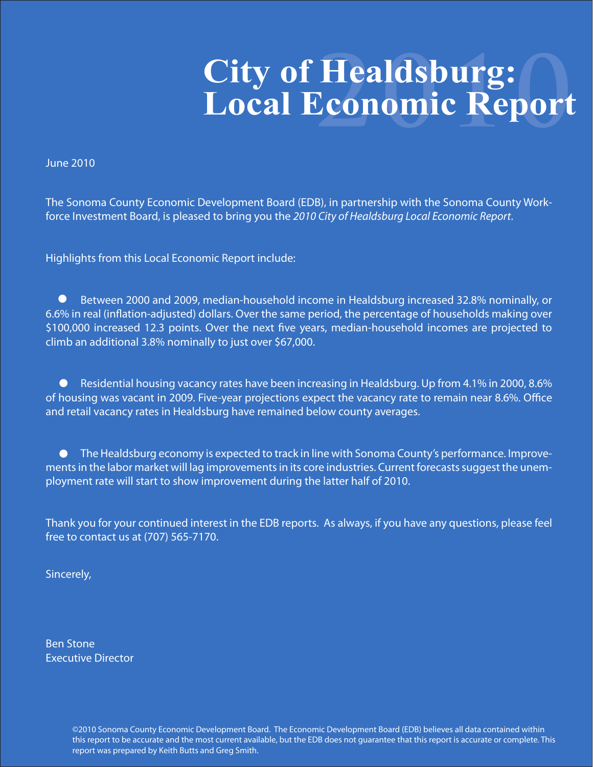# City of Healdsburg: Local Economic Report 2010

June 2010

The Sonoma County Economic Development Board (EDB), in partnership with the Sonoma County Workforce Investment Board, is pleased to bring you the *2010 City of Healdsburg Local Economic Report*.

Highlights from this Local Economic Report include:

- Between 2000 and 2009, median-household income in Healdsburg increased 32.8% nominally, or 6.6% in real (inflation-adjusted) dollars. Over the same period, the percentage of households making over $100,000 increased 12.3 points. Over the next five years, median-household incomes are projected to climb an additional 3.8% nominally to just over $67,000.

- Residential housing vacancy rates have been increasing in Healdsburg. Up from 4.1% in 2000, 8.6% of housing was vacant in 2009. Five-year projections expect the vacancy rate to remain near 8.6%. Office and retail vacancy rates in Healdsburg have remained below county averages.

- The Healdsburg economy is expected to track in line with Sonoma County's performance. Improvements in the labor market will lag improvements in its core industries. Current forecasts suggest the unemployment rate will start to show improvement during the latter half of 2010.

Thank you for your continued interest in the EDB reports. As always, if you have any questions, please feel free to contact us at (707) 565-7170.

Sincerely,

Ben Stone
Executive Director

©2010 Sonoma County Economic Development Board. The Economic Development Board (EDB) believes all data contained within this report to be accurate and the most current available, but the EDB does not guarantee that this report is accurate or complete. This report was prepared by Keith Butts and Greg Smith.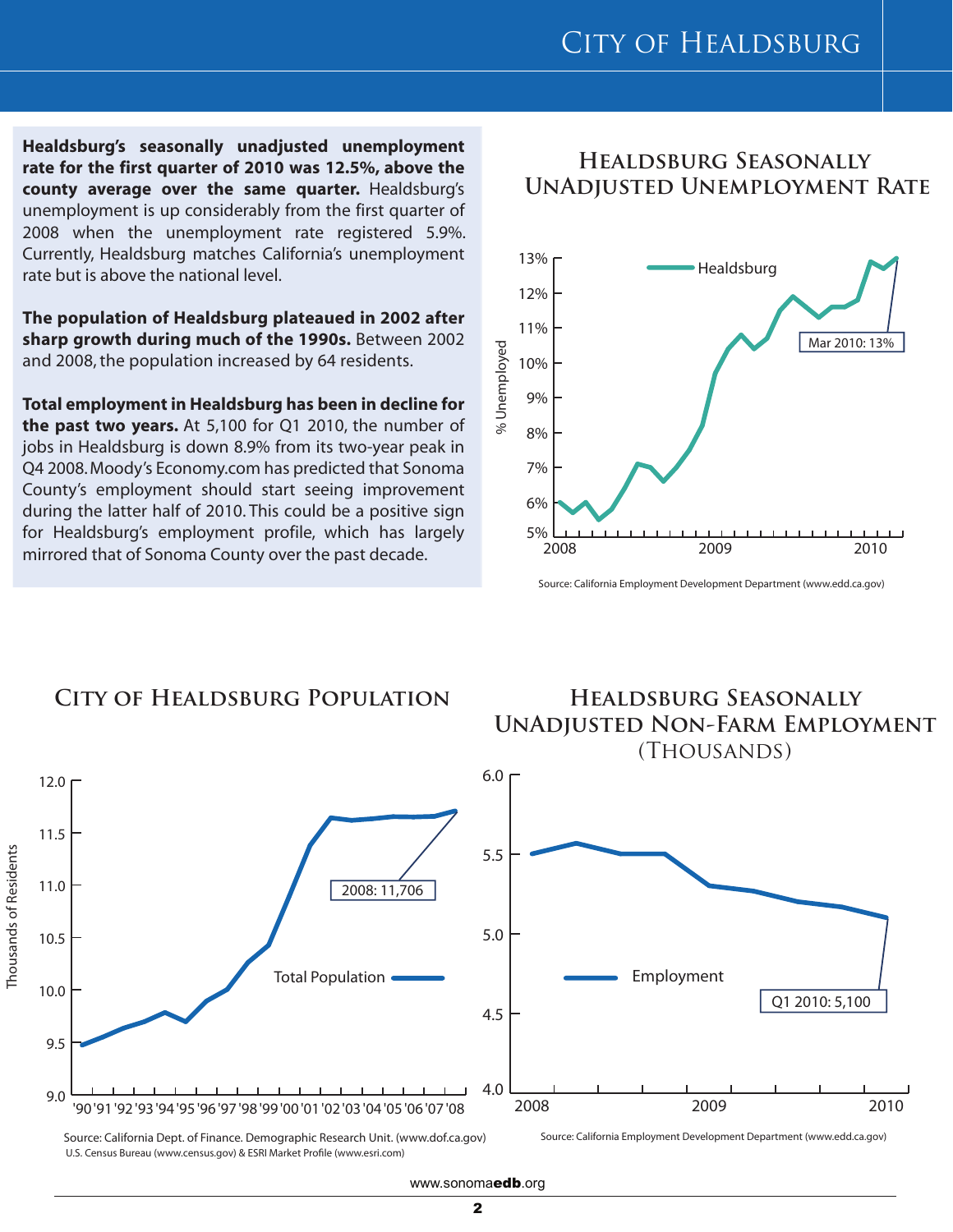**Healdsburg's seasonally unadjusted unemployment rate for the first quarter of 2010 was 12.5%, above the county average over the same quarter.** Healdsburg's unemployment is up considerably from the first quarter of 2008 when the unemployment rate registered 5.9%. Currently, Healdsburg matches California's unemployment rate but is above the national level.

**The population of Healdsburg plateaued in 2002 after sharp growth during much of the 1990s.** Between 2002 and 2008, the population increased by 64 residents.

**Total employment in Healdsburg has been in decline for the past two years.** At 5,100 for Q1 2010, the number of jobs in Healdsburg is down 8.9% from its two-year peak in Q4 2008. Moody's Economy.com has predicted that Sonoma County's employment should start seeing improvement during the latter half of 2010. This could be a positive sign for Healdsburg's employment profile, which has largely mirrored that of Sonoma County over the past decade.

## Healdsburg Seasonally UnAdjusted Unemployment Rate

Mar 2010: 13%

Source: California Employment Development Department (www.edd.ca.gov)

## City of Healdsburg Population

2008: 11,706

Source: California Dept. of Finance. Demographic Research Unit. (www.dof.ca.gov)
U.S. Census Bureau (www.census.gov) & ESRI Market Profile (www.esri.com)

## Healdsburg Seasonally UnAdjusted Non-Farm Employment (Thousands)

Q1 2010: 5,100

Source: California Employment Development Department (www.edd.ca.gov)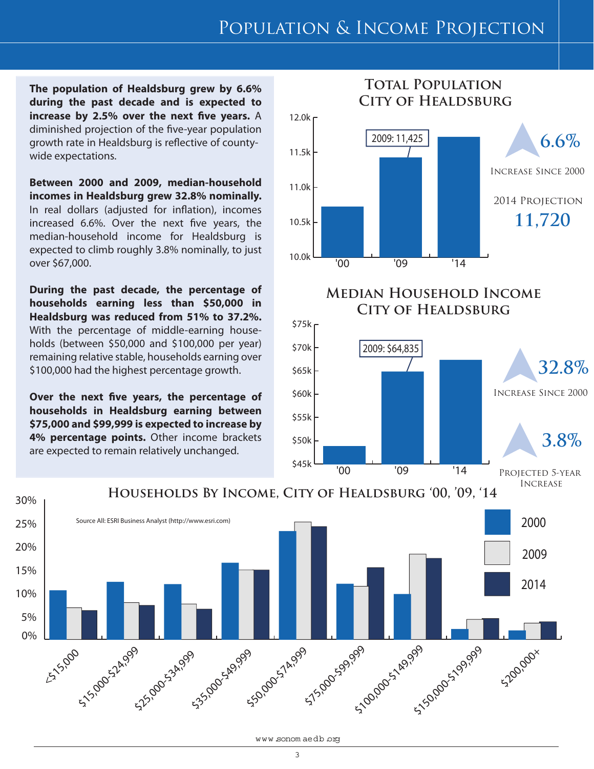# Population & Income Projection

**The population of Healdsburg grew by 6.6% during the past decade and is expected to increase by 2.5% over the next five years.** A diminished projection of the five-year population growth rate in Healdsburg is reflective of county-wide expectations.

**Between 2000 and 2009, median-household incomes in Healdsburg grew 32.8% nominally.** In real dollars (adjusted for inflation), incomes increased 6.6%. Over the next five years, the median-household income for Healdsburg is expected to climb roughly 3.8% nominally, to just over $67,000.

**During the past decade, the percentage of households earning less than $50,000 in Healdsburg was reduced from 51% to 37.2%.** With the percentage of middle-earning households (between $50,000 and $100,000 per year) remaining relative stable, households earning over $100,000 had the highest percentage growth.

**Over the next five years, the percentage of households in Healdsburg earning between $75,000 and $99,999 is expected to increase by 4% percentage points.** Other income brackets are expected to remain relatively unchanged.

## Total Population City of Healdsburg

2009: 11,425

6.6% Increase Since 2000

2014 Projection **11,720**

## Median Household Income City of Healdsburg

2009: $64,835

32.8% Increase Since 2000

3.8% Projected 5-Year Increase

## Households By Income, City of Healdsburg '00, '09, '14

Source All: ESRI Business Analyst (http://www.esri.com)

www.sonomaedb.org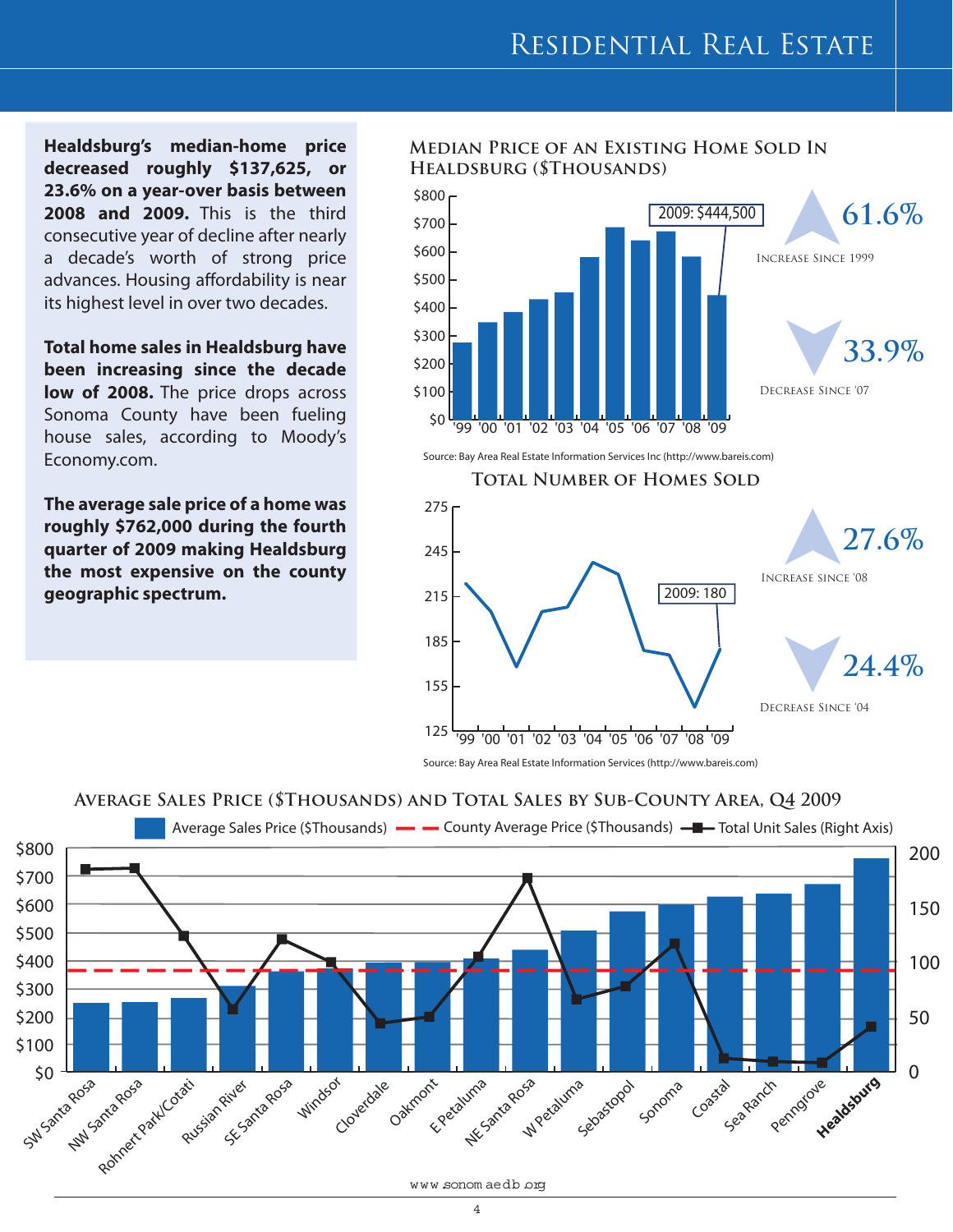# Residential Real Estate

**Healdsburg's median-home price decreased roughly $137,625, or 23.6% on a year-over basis between 2008 and 2009.** This is the third consecutive year of decline after nearly a decade's worth of strong price advances. Housing affordability is near its highest level in over two decades.

**Total home sales in Healdsburg have been increasing since the decade low of 2008.** The price drops across Sonoma County have been fueling house sales, according to Moody's Economy.com.

**The average sale price of a home was roughly $762,000 during the fourth quarter of 2009 making Healdsburg the most expensive on the county geographic spectrum.**

## Median Price of an Existing Home Sold In Healdsburg ($Thousands)

2009: $444,500

**61.6%** Increase Since 1999

**33.9%** Decrease Since '07

Source: Bay Area Real Estate Information Services Inc (http://www.bareis.com)

## Total Number of Homes Sold

2009: 180

**27.6%** Increase Since '08

**24.4%** Decrease Since '04

Source: Bay Area Real Estate Information Services (http://www.bareis.com)

## Average Sales Price ($Thousands) and Total Sales by Sub-County Area, Q4 2009

Average Sales Price ($Thousands) — County Average Price ($Thousands) — Total Unit Sales (Right Axis)

SW Santa Rosa, NW Santa Rosa, Rohnert Park/Cotati, Russian River, SE Santa Rosa, Windsor, Cloverdale, Oakmont, E Petaluma, NE Santa Rosa, W Petaluma, Sebastopol, Sonoma, Coastal, Sea Ranch, Penngrove, **Healdsburg**

www.sonomaedb.org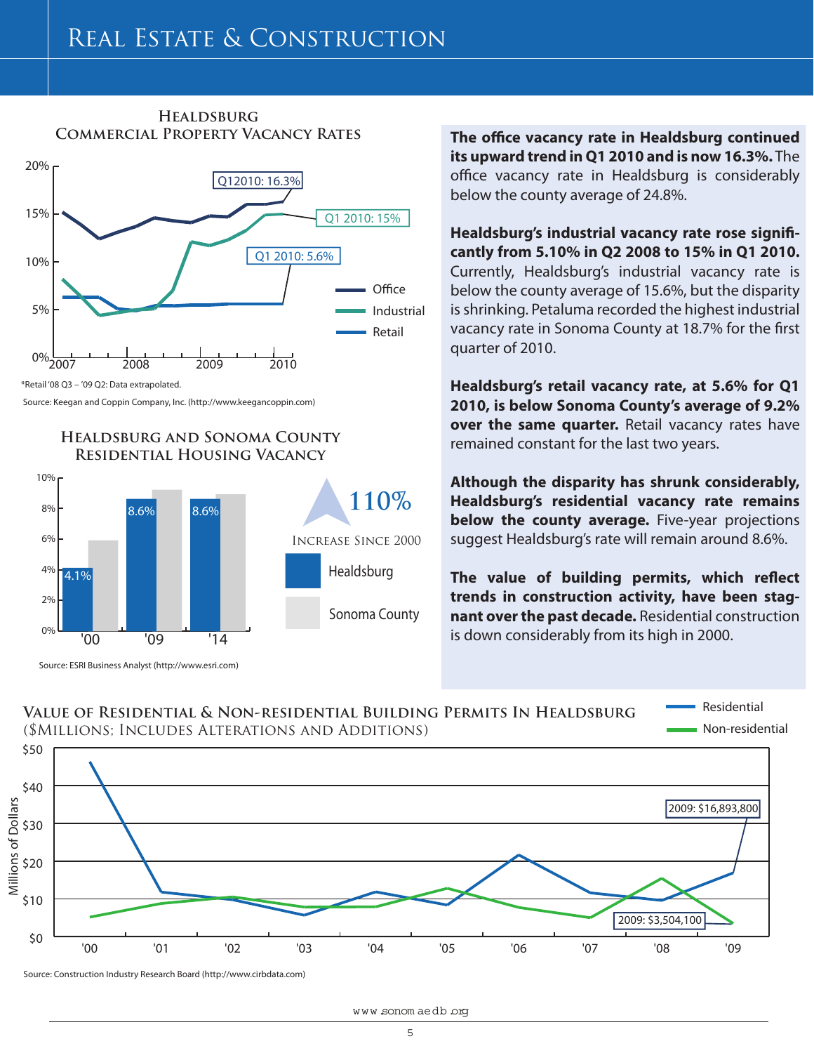# Real Estate & Construction

### Healdsburg Commercial Property Vacancy Rates

Q12010: 16.3%

Q1 2010: 15%

Q1 2010: 5.6%

Office

Industrial

Retail

*Retail '08 Q3 – '09 Q2: Data extrapolated.

Source: Keegan and Coppin Company, Inc. (http://www.keegancoppin.com)

### Healdsburg and Sonoma County Residential Housing Vacancy

| | '00 | '09 | '14 |
|---|---|---|---|
| Healdsburg | 4.1% | 8.6% | 8.6% |

110% Increase Since 2000

Healdsburg

Sonoma County

Source: ESRI Business Analyst (http://www.esri.com)

**The office vacancy rate in Healdsburg continued its upward trend in Q1 2010 and is now 16.3%.** The office vacancy rate in Healdsburg is considerably below the county average of 24.8%.

**Healdsburg's industrial vacancy rate rose significantly from 5.10% in Q2 2008 to 15% in Q1 2010.** Currently, Healdsburg's industrial vacancy rate is below the county average of 15.6%, but the disparity is shrinking. Petaluma recorded the highest industrial vacancy rate in Sonoma County at 18.7% for the first quarter of 2010.

**Healdsburg's retail vacancy rate, at 5.6% for Q1 2010, is below Sonoma County's average of 9.2% over the same quarter.** Retail vacancy rates have remained constant for the last two years.

**Although the disparity has shrunk considerably, Healdsburg's residential vacancy rate remains below the county average.** Five-year projections suggest Healdsburg's rate will remain around 8.6%.

**The value of building permits, which reflect trends in construction activity, have been stagnant over the past decade.** Residential construction is down considerably from its high in 2000.

### Value of Residential & Non-residential Building Permits In Healdsburg ($Millions; Includes Alterations and Additions)

Residential

Non-residential

2009: $16,893,800

2009: $3,504,100

Source: Construction Industry Research Board (http://www.cirbdata.com)

www.sonomaedb.org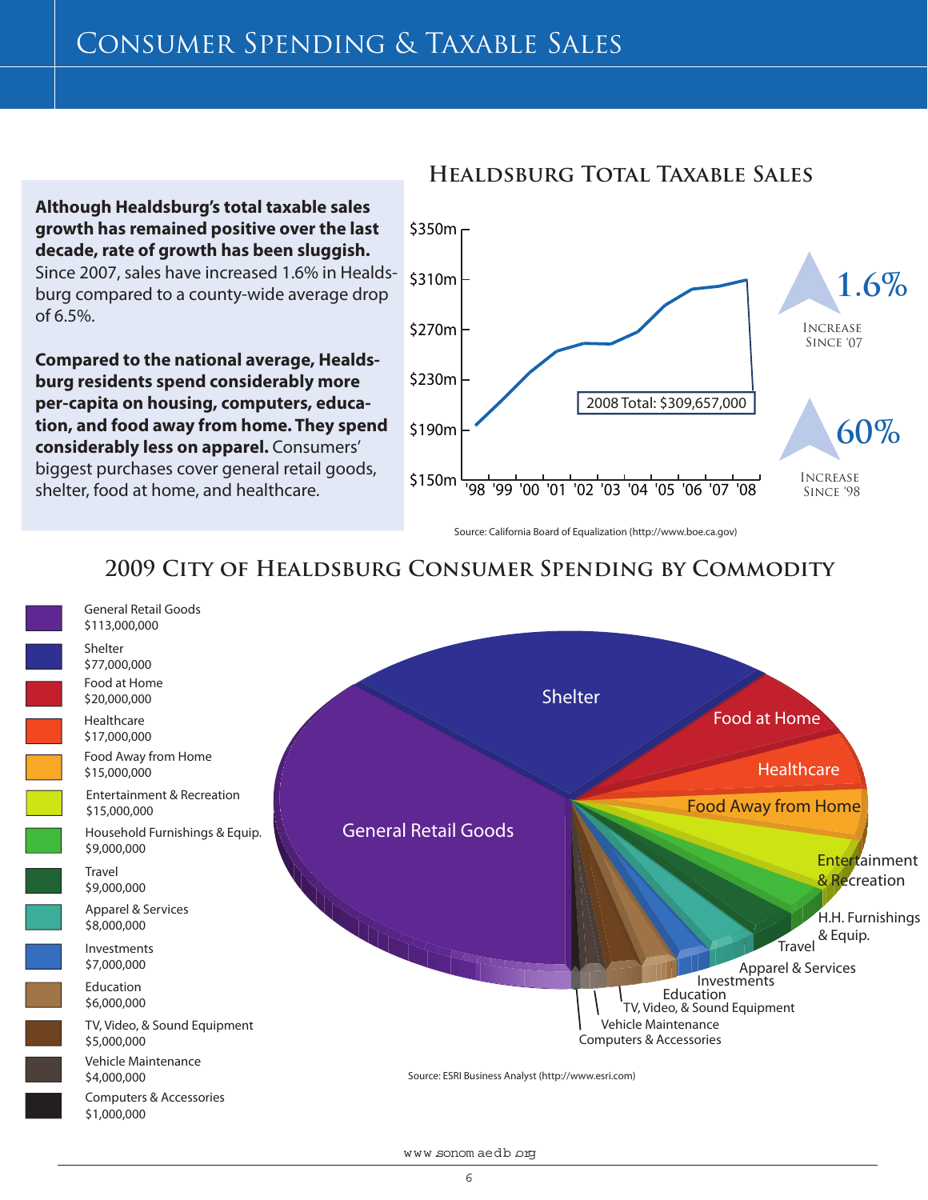# Consumer Spending & Taxable Sales

**Although Healdsburg's total taxable sales growth has remained positive over the last decade, rate of growth has been sluggish.** Since 2007, sales have increased 1.6% in Healdsburg compared to a county-wide average drop of 6.5%.

**Compared to the national average, Healdsburg residents spend considerably more per-capita on housing, computers, education, and food away from home. They spend considerably less on apparel.** Consumers' biggest purchases cover general retail goods, shelter, food at home, and healthcare.

## Healdsburg Total Taxable Sales

2008 Total: $309,657,000

1.6% Increase Since '07

60% Increase Since '98

Source: California Board of Equalization (http://www.boe.ca.gov)

## 2009 City of Healdsburg Consumer Spending by Commodity

| Commodity | Spending |
|---|---|
| General Retail Goods | $113,000,000 |
| Shelter | $77,000,000 |
| Food at Home | $20,000,000 |
| Healthcare | $17,000,000 |
| Food Away from Home | $15,000,000 |
| Entertainment & Recreation | $15,000,000 |
| Household Furnishings & Equip. | $9,000,000 |
| Travel | $9,000,000 |
| Apparel & Services | $8,000,000 |
| Investments | $7,000,000 |
| Education | $6,000,000 |
| TV, Video, & Sound Equipment | $5,000,000 |
| Vehicle Maintenance | $4,000,000 |
| Computers & Accessories | $1,000,000 |

Source: ESRI Business Analyst (http://www.esri.com)

www.sonomaedb.org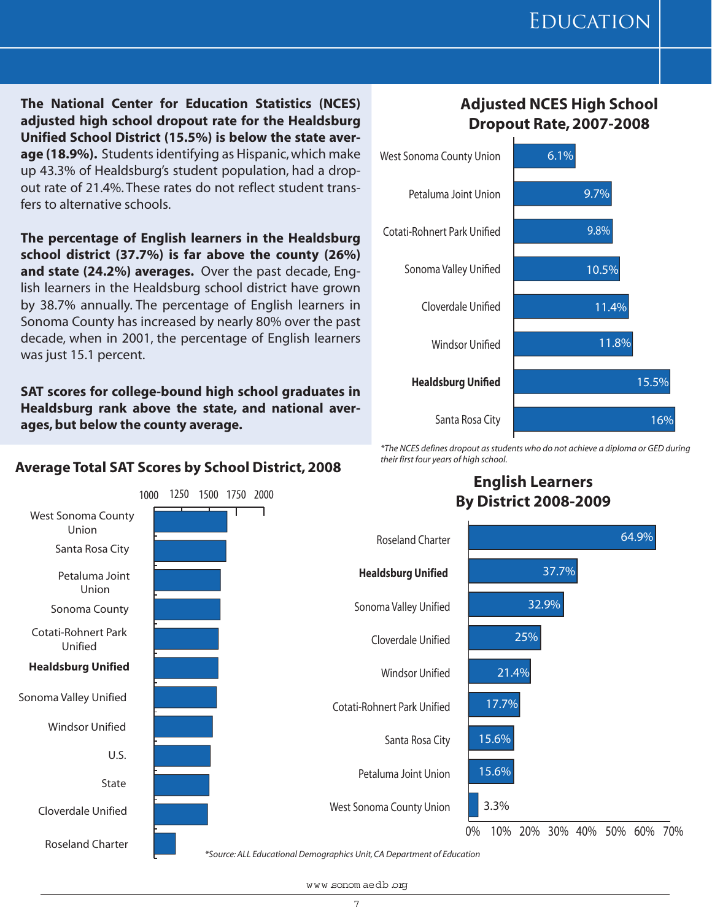# Education

**The National Center for Education Statistics (NCES) adjusted high school dropout rate for the Healdsburg Unified School District (15.5%) is below the state average (18.9%).** Students identifying as Hispanic, which make up 43.3% of Healdsburg's student population, had a dropout rate of 21.4%. These rates do not reflect student transfers to alternative schools.

**The percentage of English learners in the Healdsburg school district (37.7%) is far above the county (26%) and state (24.2%) averages.** Over the past decade, English learners in the Healdsburg school district have grown by 38.7% annually. The percentage of English learners in Sonoma County has increased by nearly 80% over the past decade, when in 2001, the percentage of English learners was just 15.1 percent.

**SAT scores for college-bound high school graduates in Healdsburg rank above the state, and national averages, but below the county average.**

## Adjusted NCES High School Dropout Rate, 2007-2008

| District | Dropout Rate |
|---|---|
| West Sonoma County Union | 6.1% |
| Petaluma Joint Union | 9.7% |
| Cotati-Rohnert Park Unified | 9.8% |
| Sonoma Valley Unified | 10.5% |
| Cloverdale Unified | 11.4% |
| Windsor Unified | 11.8% |
| **Healdsburg Unified** | 15.5% |
| Santa Rosa City | 16% |

*The NCES defines dropout as students who do not achieve a diploma or GED during their first four years of high school.*

## Average Total SAT Scores by School District, 2008

(Axis: 1000, 1250, 1500, 1750, 2000)

- West Sonoma County Union
- Santa Rosa City
- Petaluma Joint Union
- Sonoma County
- Cotati-Rohnert Park Unified
- **Healdsburg Unified**
- Sonoma Valley Unified
- Windsor Unified
- U.S.
- State
- Cloverdale Unified
- Roseland Charter

## English Learners By District 2008-2009

| District | English Learners |
|---|---|
| Roseland Charter | 64.9% |
| **Healdsburg Unified** | 37.7% |
| Sonoma Valley Unified | 32.9% |
| Cloverdale Unified | 25% |
| Windsor Unified | 21.4% |
| Cotati-Rohnert Park Unified | 17.7% |
| Santa Rosa City | 15.6% |
| Petaluma Joint Union | 15.6% |
| West Sonoma County Union | 3.3% |

*Source: ALL Educational Demographics Unit, CA Department of Education

www.sonomaedb.org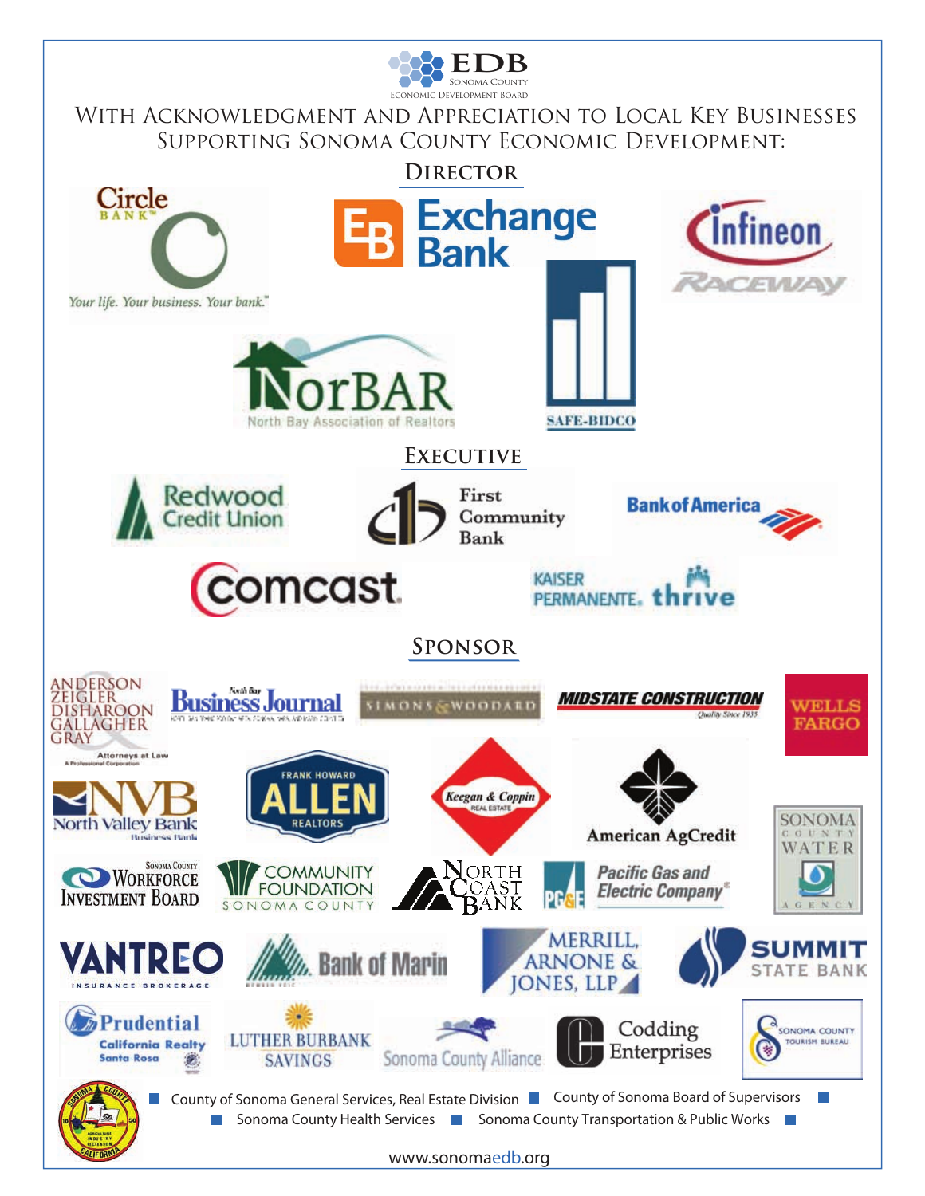EDB
Sonoma County
Economic Development Board

# With Acknowledgment and Appreciation to Local Key Businesses Supporting Sonoma County Economic Development:

## Director

Circle Bank — Your life. Your business. Your bank.

Exchange Bank

Infineon Raceway

NorBAR — North Bay Association of Realtors

SAFE-BIDCO

## Executive

Redwood Credit Union

First Community Bank

Bank of America

Comcast

Kaiser Permanente. thrive

## Sponsor

Anderson Zeigler Disharoon Gallagher Gray — Attorneys at Law — A Professional Corporation

North Bay Business Journal

Simons & Woodard

Midstate Construction — Quality Since 1955

Wells Fargo

NVB North Valley Bank — Business Bank

Frank Howard Allen Realtors

Keegan & Coppin Real Estate

American AgCredit

Sonoma County Water Agency

Sonoma County Workforce Investment Board

Community Foundation Sonoma County

North Coast Bank

Pacific Gas and Electric Company

Vantreo Insurance Brokerage

Bank of Marin

Merrill, Arnone & Jones, LLP

Summit State Bank

Prudential California Realty Santa Rosa

Luther Burbank Savings

Sonoma County Alliance

Codding Enterprises

Sonoma County Tourism Bureau

- County of Sonoma General Services, Real Estate Division
- County of Sonoma Board of Supervisors
- Sonoma County Health Services
- Sonoma County Transportation & Public Works

www.sonomaedb.org